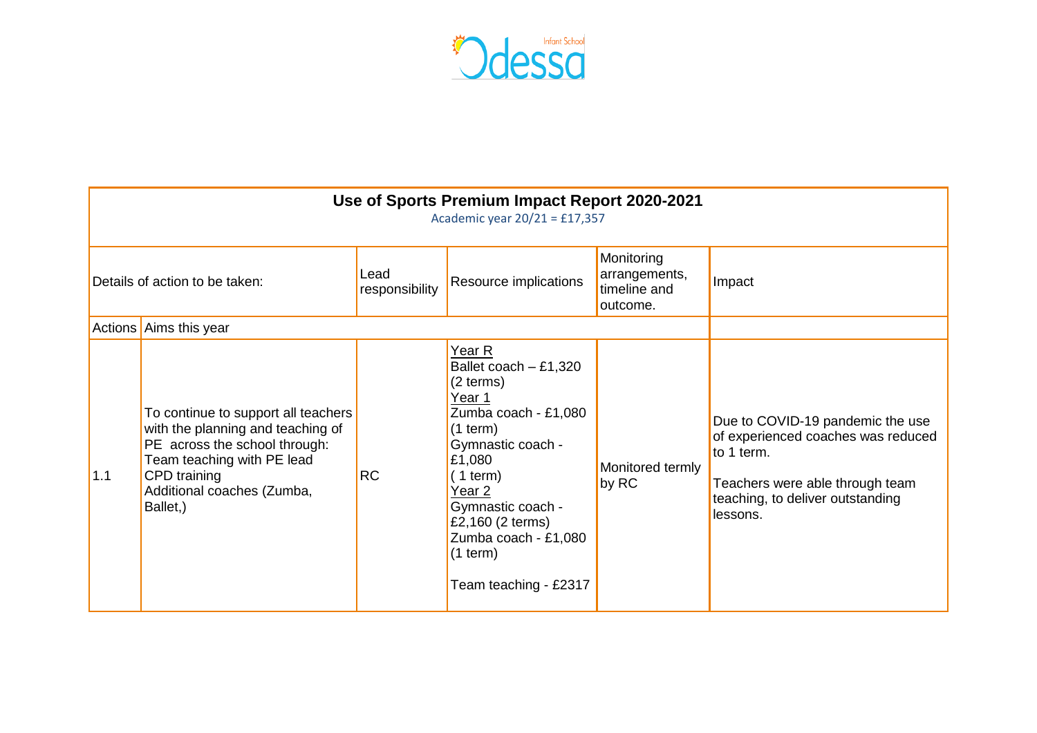Odessa Infant School

| Use of Sports Premium Impact Report 2020-2021<br>Academic year 20/21 = £17,357 | | | | | |
|---|---|---|---|---|---|
| Details of action to be taken: | | Lead responsibility | Resource implications | Monitoring arrangements, timeline and outcome. | Impact |
| Actions | Aims this year | | | | |
| 1.1 | To continue to support all teachers with the planning and teaching of PE across the school through:<br>Team teaching with PE lead<br>CPD training<br>Additional coaches (Zumba, Ballet,) | RC | Year R<br>Ballet coach – £1,320 (2 terms)<br>Year 1<br>Zumba coach - £1,080 (1 term)<br>Gymnastic coach - £1,080 ( 1 term)<br>Year 2<br>Gymnastic coach - £2,160 (2 terms)<br>Zumba coach - £1,080 (1 term)<br><br>Team teaching - £2317 | Monitored termly by RC | Due to COVID-19 pandemic the use of experienced coaches was reduced to 1 term.<br><br>Teachers were able through team teaching, to deliver outstanding lessons. |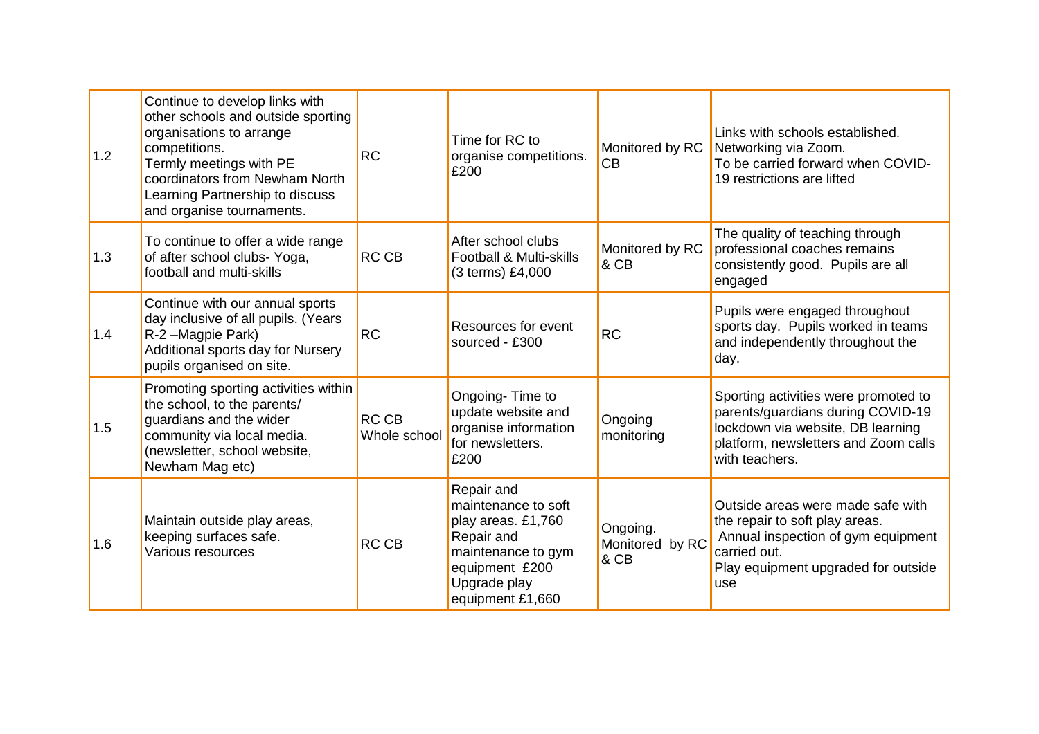| | | | | | |
|---|---|---|---|---|---|
| 1.2 | Continue to develop links with other schools and outside sporting organisations to arrange competitions.<br>Termly meetings with PE coordinators from Newham North Learning Partnership to discuss and organise tournaments. | RC | Time for RC to organise competitions. £200 | Monitored by RC CB | Links with schools established.<br>Networking via Zoom.<br>To be carried forward when COVID-19 restrictions are lifted |
| 1.3 | To continue to offer a wide range of after school clubs- Yoga, football and multi-skills | RC CB | After school clubs Football & Multi-skills (3 terms) £4,000 | Monitored by RC & CB | The quality of teaching through professional coaches remains consistently good. Pupils are all engaged |
| 1.4 | Continue with our annual sports day inclusive of all pupils. (Years R-2 –Magpie Park)<br>Additional sports day for Nursery pupils organised on site. | RC | Resources for event sourced - £300 | RC | Pupils were engaged throughout sports day. Pupils worked in teams and independently throughout the day. |
| 1.5 | Promoting sporting activities within the school, to the parents/ guardians and the wider community via local media. (newsletter, school website, Newham Mag etc) | RC CB Whole school | Ongoing- Time to update website and organise information for newsletters. £200 | Ongoing monitoring | Sporting activities were promoted to parents/guardians during COVID-19 lockdown via website, DB learning platform, newsletters and Zoom calls with teachers. |
| 1.6 | Maintain outside play areas, keeping surfaces safe.<br>Various resources | RC CB | Repair and maintenance to soft play areas. £1,760<br>Repair and maintenance to gym equipment £200<br>Upgrade play equipment £1,660 | Ongoing. Monitored by RC & CB | Outside areas were made safe with the repair to soft play areas.<br>Annual inspection of gym equipment carried out.<br>Play equipment upgraded for outside use |